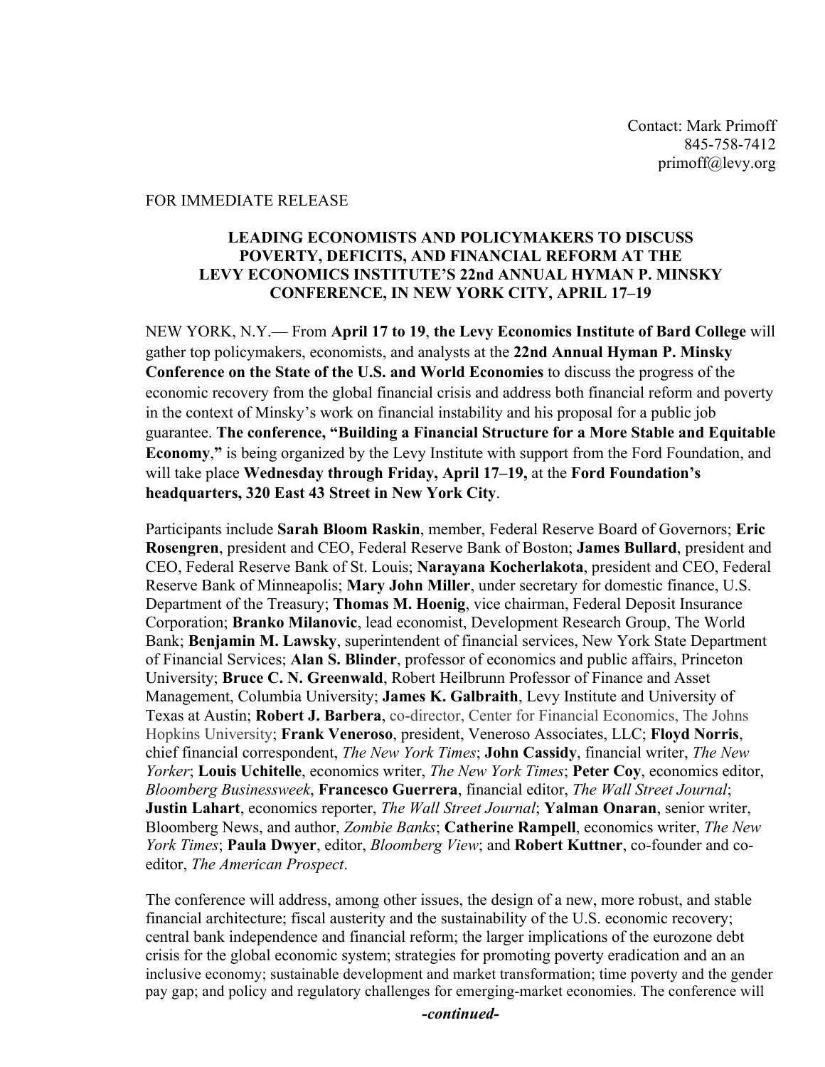Contact: Mark Primoff
845-758-7412
primoff@levy.org

FOR IMMEDIATE RELEASE

**LEADING ECONOMISTS AND POLICYMAKERS TO DISCUSS POVERTY, DEFICITS, AND FINANCIAL REFORM AT THE LEVY ECONOMICS INSTITUTE'S 22nd ANNUAL HYMAN P. MINSKY CONFERENCE, IN NEW YORK CITY, APRIL 17–19**

NEW YORK, N.Y.— From **April 17 to 19**, **the Levy Economics Institute of Bard College** will gather top policymakers, economists, and analysts at the **22nd Annual Hyman P. Minsky Conference on the State of the U.S. and World Economies** to discuss the progress of the economic recovery from the global financial crisis and address both financial reform and poverty in the context of Minsky's work on financial instability and his proposal for a public job guarantee. **The conference, "Building a Financial Structure for a More Stable and Equitable Economy,"** is being organized by the Levy Institute with support from the Ford Foundation, and will take place **Wednesday through Friday, April 17–19,** at the **Ford Foundation's headquarters, 320 East 43 Street in New York City**.

Participants include **Sarah Bloom Raskin**, member, Federal Reserve Board of Governors; **Eric Rosengren**, president and CEO, Federal Reserve Bank of Boston; **James Bullard**, president and CEO, Federal Reserve Bank of St. Louis; **Narayana Kocherlakota**, president and CEO, Federal Reserve Bank of Minneapolis; **Mary John Miller**, under secretary for domestic finance, U.S. Department of the Treasury; **Thomas M. Hoenig**, vice chairman, Federal Deposit Insurance Corporation; **Branko Milanovic**, lead economist, Development Research Group, The World Bank; **Benjamin M. Lawsky**, superintendent of financial services, New York State Department of Financial Services; **Alan S. Blinder**, professor of economics and public affairs, Princeton University; **Bruce C. N. Greenwald**, Robert Heilbrunn Professor of Finance and Asset Management, Columbia University; **James K. Galbraith**, Levy Institute and University of Texas at Austin; **Robert J. Barbera**, co-director, Center for Financial Economics, The Johns Hopkins University; **Frank Veneroso**, president, Veneroso Associates, LLC; **Floyd Norris**, chief financial correspondent, *The New York Times*; **John Cassidy**, financial writer, *The New Yorker*; **Louis Uchitelle**, economics writer, *The New York Times*; **Peter Coy**, economics editor, *Bloomberg Businessweek*, **Francesco Guerrera**, financial editor, *The Wall Street Journal*; **Justin Lahart**, economics reporter, *The Wall Street Journal*; **Yalman Onaran**, senior writer, Bloomberg News, and author, *Zombie Banks*; **Catherine Rampell**, economics writer, *The New York Times*; **Paula Dwyer**, editor, *Bloomberg View*; and **Robert Kuttner**, co-founder and co-editor, *The American Prospect*.

The conference will address, among other issues, the design of a new, more robust, and stable financial architecture; fiscal austerity and the sustainability of the U.S. economic recovery; central bank independence and financial reform; the larger implications of the eurozone debt crisis for the global economic system; strategies for promoting poverty eradication and an an inclusive economy; sustainable development and market transformation; time poverty and the gender pay gap; and policy and regulatory challenges for emerging-market economies. The conference will

*-continued-*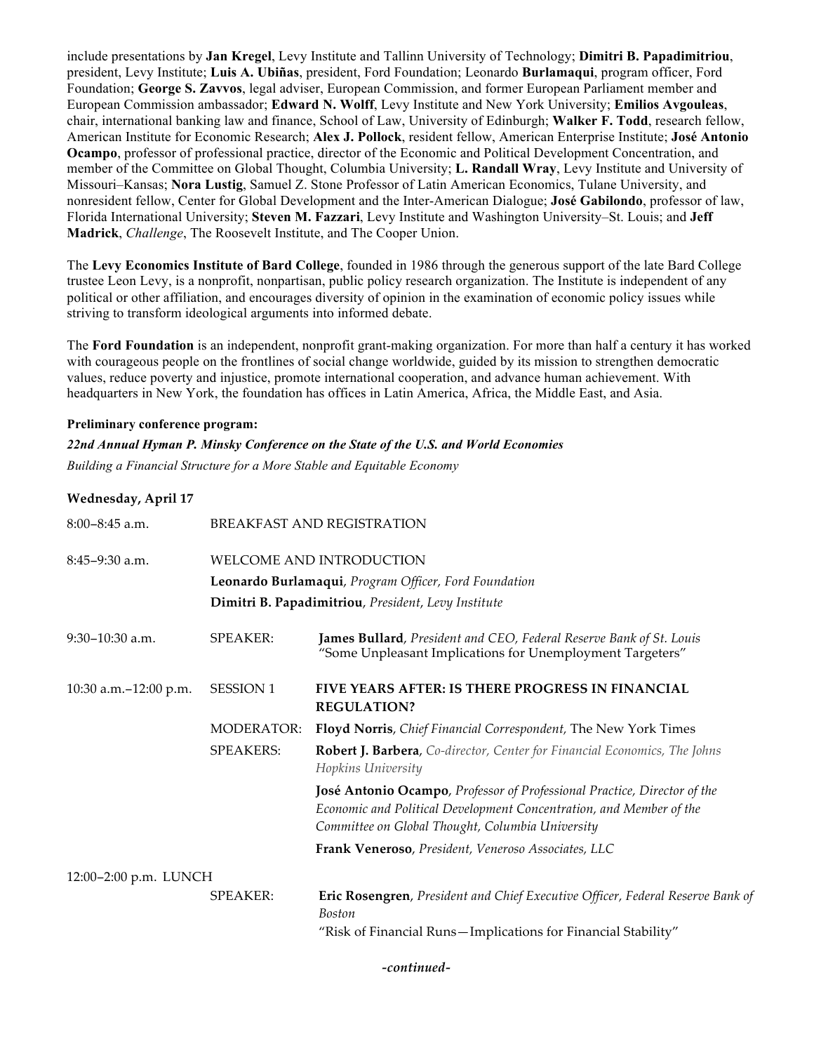include presentations by **Jan Kregel**, Levy Institute and Tallinn University of Technology; **Dimitri B. Papadimitriou**, president, Levy Institute; **Luis A. Ubiñas**, president, Ford Foundation; Leonardo **Burlamaqui**, program officer, Ford Foundation; **George S. Zavvos**, legal adviser, European Commission, and former European Parliament member and European Commission ambassador; **Edward N. Wolff**, Levy Institute and New York University; **Emilios Avgouleas**, chair, international banking law and finance, School of Law, University of Edinburgh; **Walker F. Todd**, research fellow, American Institute for Economic Research; **Alex J. Pollock**, resident fellow, American Enterprise Institute; **José Antonio Ocampo**, professor of professional practice, director of the Economic and Political Development Concentration, and member of the Committee on Global Thought, Columbia University; **L. Randall Wray**, Levy Institute and University of Missouri–Kansas; **Nora Lustig**, Samuel Z. Stone Professor of Latin American Economics, Tulane University, and nonresident fellow, Center for Global Development and the Inter-American Dialogue; **José Gabilondo**, professor of law, Florida International University; **Steven M. Fazzari**, Levy Institute and Washington University–St. Louis; and **Jeff Madrick**, *Challenge*, The Roosevelt Institute, and The Cooper Union.

The **Levy Economics Institute of Bard College**, founded in 1986 through the generous support of the late Bard College trustee Leon Levy, is a nonprofit, nonpartisan, public policy research organization. The Institute is independent of any political or other affiliation, and encourages diversity of opinion in the examination of economic policy issues while striving to transform ideological arguments into informed debate.

The **Ford Foundation** is an independent, nonprofit grant-making organization. For more than half a century it has worked with courageous people on the frontlines of social change worldwide, guided by its mission to strengthen democratic values, reduce poverty and injustice, promote international cooperation, and advance human achievement. With headquarters in New York, the foundation has offices in Latin America, Africa, the Middle East, and Asia.

**Preliminary conference program:**

***22nd Annual Hyman P. Minsky Conference on the State of the U.S. and World Economies***

*Building a Financial Structure for a More Stable and Equitable Economy*

**Wednesday, April 17**

| | | |
|---|---|---|
| 8:00–8:45 a.m. | BREAKFAST AND REGISTRATION | |
| 8:45–9:30 a.m. | WELCOME AND INTRODUCTION<br>**Leonardo Burlamaqui**, *Program Officer, Ford Foundation*<br>**Dimitri B. Papadimitriou**, *President, Levy Institute* | |
| 9:30–10:30 a.m. | SPEAKER: | **James Bullard**, *President and CEO, Federal Reserve Bank of St. Louis*<br>"Some Unpleasant Implications for Unemployment Targeters" |
| 10:30 a.m.–12:00 p.m. | SESSION 1 | **FIVE YEARS AFTER: IS THERE PROGRESS IN FINANCIAL REGULATION?** |
| | MODERATOR: | **Floyd Norris**, *Chief Financial Correspondent,* The New York Times |
| | SPEAKERS: | **Robert J. Barbera**, *Co-director, Center for Financial Economics, The Johns Hopkins University*<br>**José Antonio Ocampo**, *Professor of Professional Practice, Director of the Economic and Political Development Concentration, and Member of the Committee on Global Thought, Columbia University*<br>**Frank Veneroso**, *President, Veneroso Associates, LLC* |
| 12:00–2:00 p.m. LUNCH | | |
| | SPEAKER: | **Eric Rosengren**, *President and Chief Executive Officer, Federal Reserve Bank of Boston*<br>"Risk of Financial Runs—Implications for Financial Stability" |

*-continued-*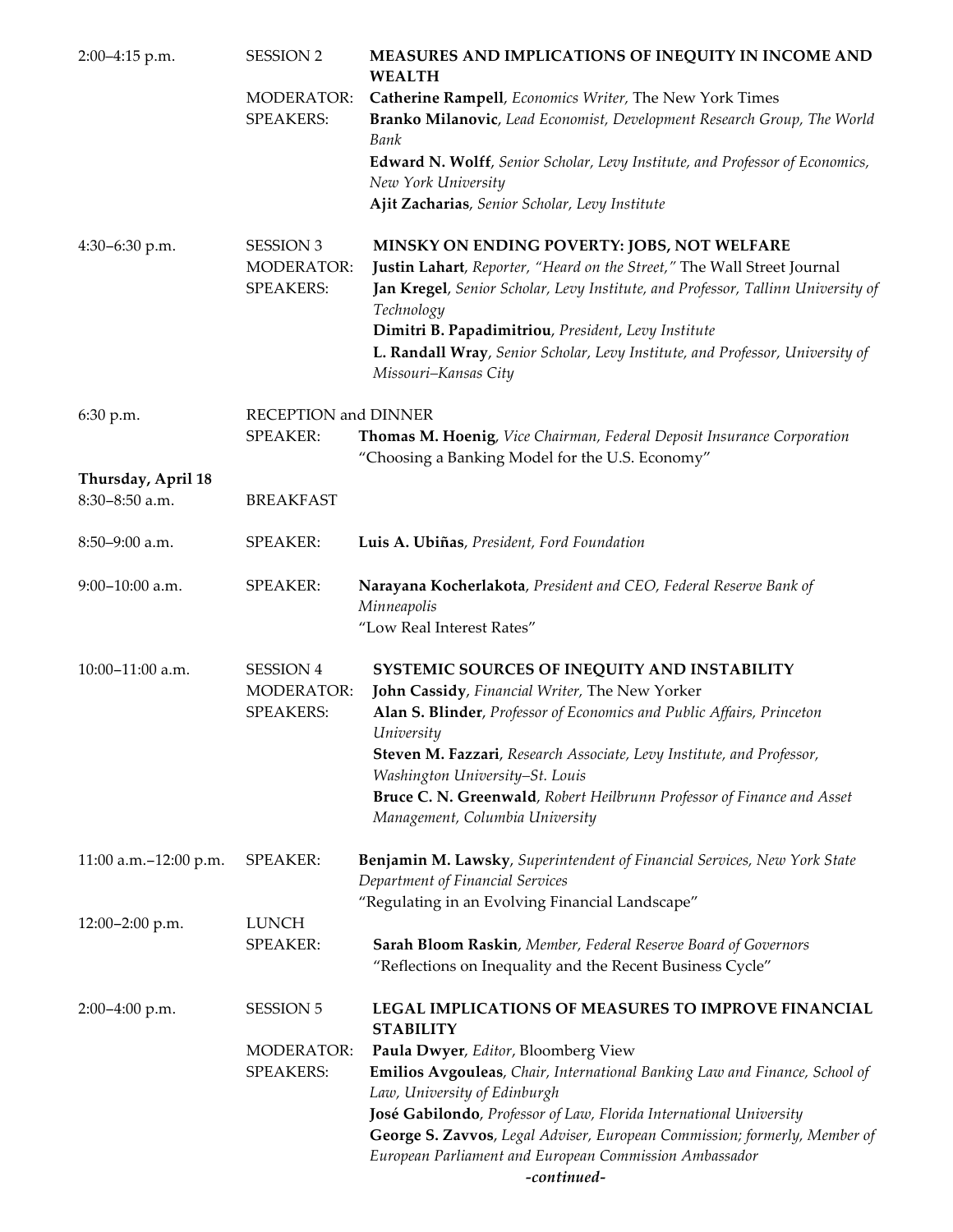| | | |
|---|---|---|
| 2:00–4:15 p.m. | SESSION 2 | **MEASURES AND IMPLICATIONS OF INEQUITY IN INCOME AND WEALTH** |
| | MODERATOR: | **Catherine Rampell**, *Economics Writer,* The New York Times |
| | SPEAKERS: | **Branko Milanovic**, *Lead Economist, Development Research Group, The World Bank* |
| | | **Edward N. Wolff**, *Senior Scholar, Levy Institute, and Professor of Economics, New York University* |
| | | **Ajit Zacharias**, *Senior Scholar, Levy Institute* |
| 4:30–6:30 p.m. | SESSION 3 | **MINSKY ON ENDING POVERTY: JOBS, NOT WELFARE** |
| | MODERATOR: | **Justin Lahart**, *Reporter, "Heard on the Street,"* The Wall Street Journal |
| | SPEAKERS: | **Jan Kregel**, *Senior Scholar, Levy Institute, and Professor, Tallinn University of Technology* |
| | | **Dimitri B. Papadimitriou**, *President, Levy Institute* |
| | | **L. Randall Wray**, *Senior Scholar, Levy Institute, and Professor, University of Missouri–Kansas City* |
| 6:30 p.m. | RECEPTION and DINNER | |
| | SPEAKER: | **Thomas M. Hoenig**, *Vice Chairman, Federal Deposit Insurance Corporation* "Choosing a Banking Model for the U.S. Economy" |
| **Thursday, April 18** | | |
| 8:30–8:50 a.m. | BREAKFAST | |
| 8:50–9:00 a.m. | SPEAKER: | **Luis A. Ubiñas**, *President, Ford Foundation* |
| 9:00–10:00 a.m. | SPEAKER: | **Narayana Kocherlakota**, *President and CEO, Federal Reserve Bank of Minneapolis* "Low Real Interest Rates" |
| 10:00–11:00 a.m. | SESSION 4 | **SYSTEMIC SOURCES OF INEQUITY AND INSTABILITY** |
| | MODERATOR: | **John Cassidy**, *Financial Writer,* The New Yorker |
| | SPEAKERS: | **Alan S. Blinder**, *Professor of Economics and Public Affairs, Princeton University* |
| | | **Steven M. Fazzari**, *Research Associate, Levy Institute, and Professor, Washington University–St. Louis* |
| | | **Bruce C. N. Greenwald**, *Robert Heilbrunn Professor of Finance and Asset Management, Columbia University* |
| 11:00 a.m.–12:00 p.m. | SPEAKER: | **Benjamin M. Lawsky**, *Superintendent of Financial Services, New York State Department of Financial Services* "Regulating in an Evolving Financial Landscape" |
| 12:00–2:00 p.m. | LUNCH | |
| | SPEAKER: | **Sarah Bloom Raskin**, *Member, Federal Reserve Board of Governors* "Reflections on Inequality and the Recent Business Cycle" |
| 2:00–4:00 p.m. | SESSION 5 | **LEGAL IMPLICATIONS OF MEASURES TO IMPROVE FINANCIAL STABILITY** |
| | MODERATOR: | **Paula Dwyer**, *Editor*, Bloomberg View |
| | SPEAKERS: | **Emilios Avgouleas**, *Chair, International Banking Law and Finance, School of Law, University of Edinburgh* |
| | | **José Gabilondo**, *Professor of Law, Florida International University* |
| | | **George S. Zavvos**, *Legal Adviser, European Commission; formerly, Member of European Parliament and European Commission Ambassador* |

***-continued-***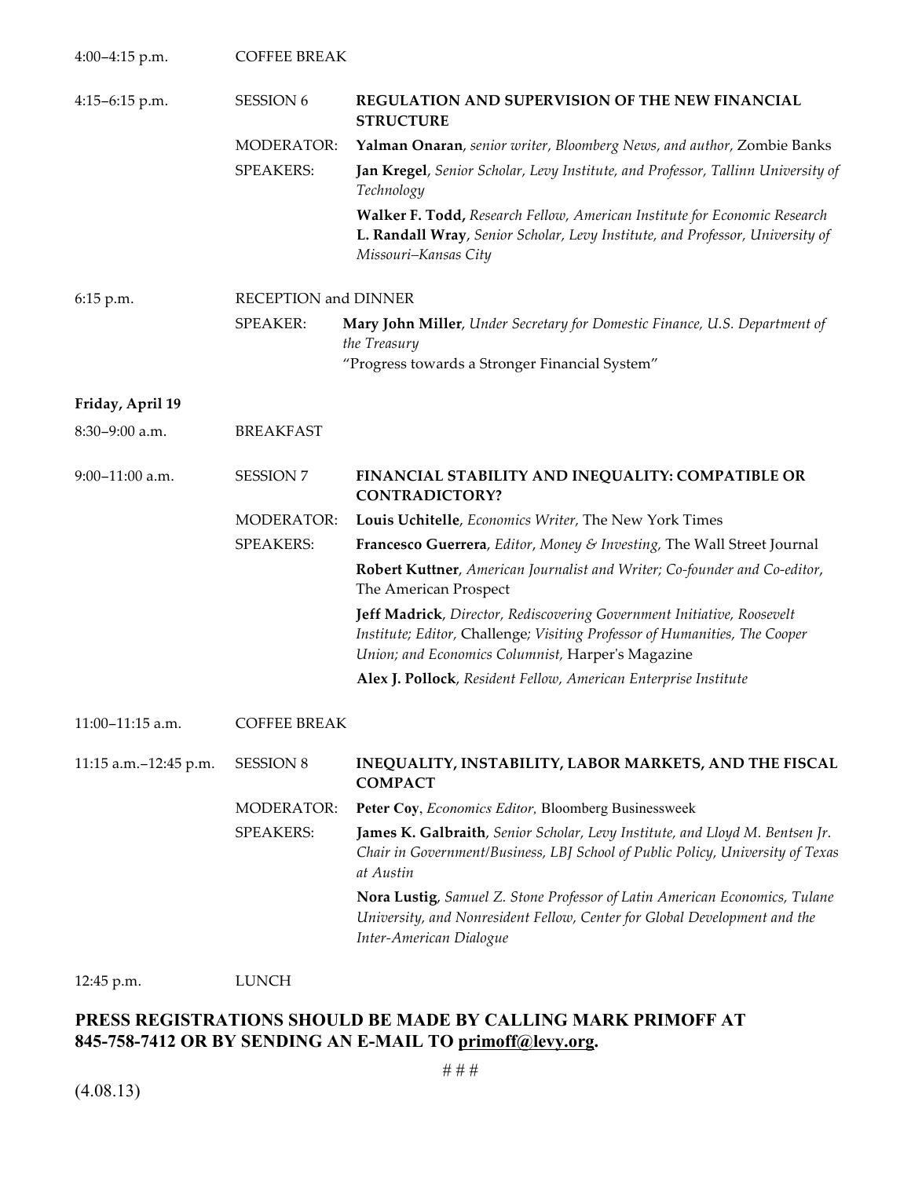4:00–4:15 p.m. COFFEE BREAK

4:15–6:15 p.m. SESSION 6 **REGULATION AND SUPERVISION OF THE NEW FINANCIAL STRUCTURE**

MODERATOR: **Yalman Onaran**, *senior writer, Bloomberg News, and author,* Zombie Banks

SPEAKERS: **Jan Kregel**, *Senior Scholar, Levy Institute, and Professor, Tallinn University of Technology*

**Walker F. Todd,** *Research Fellow, American Institute for Economic Research*

**L. Randall Wray**, *Senior Scholar, Levy Institute, and Professor, University of Missouri–Kansas City*

6:15 p.m. RECEPTION and DINNER

SPEAKER: **Mary John Miller**, *Under Secretary for Domestic Finance, U.S. Department of the Treasury*

"Progress towards a Stronger Financial System"

**Friday, April 19**

8:30–9:00 a.m. BREAKFAST

9:00–11:00 a.m. SESSION 7 **FINANCIAL STABILITY AND INEQUALITY: COMPATIBLE OR CONTRADICTORY?**

MODERATOR: **Louis Uchitelle**, *Economics Writer,* The New York Times

SPEAKERS: **Francesco Guerrera**, *Editor, Money & Investing,* The Wall Street Journal

**Robert Kuttner**, *American Journalist and Writer; Co-founder and Co-editor*, The American Prospect

**Jeff Madrick**, *Director, Rediscovering Government Initiative, Roosevelt Institute; Editor,* Challenge; *Visiting Professor of Humanities, The Cooper Union; and Economics Columnist,* Harper's Magazine

**Alex J. Pollock**, *Resident Fellow, American Enterprise Institute*

11:00–11:15 a.m. COFFEE BREAK

11:15 a.m.–12:45 p.m. SESSION 8 **INEQUALITY, INSTABILITY, LABOR MARKETS, AND THE FISCAL COMPACT**

MODERATOR: **Peter Coy**, *Economics Editor,* Bloomberg Businessweek

SPEAKERS: **James K. Galbraith**, *Senior Scholar, Levy Institute, and Lloyd M. Bentsen Jr. Chair in Government/Business, LBJ School of Public Policy, University of Texas at Austin*

**Nora Lustig**, *Samuel Z. Stone Professor of Latin American Economics, Tulane University, and Nonresident Fellow, Center for Global Development and the Inter-American Dialogue*

12:45 p.m. LUNCH

**PRESS REGISTRATIONS SHOULD BE MADE BY CALLING MARK PRIMOFF AT 845-758-7412 OR BY SENDING AN E-MAIL TO primoff@levy.org.**

# # #

(4.08.13)